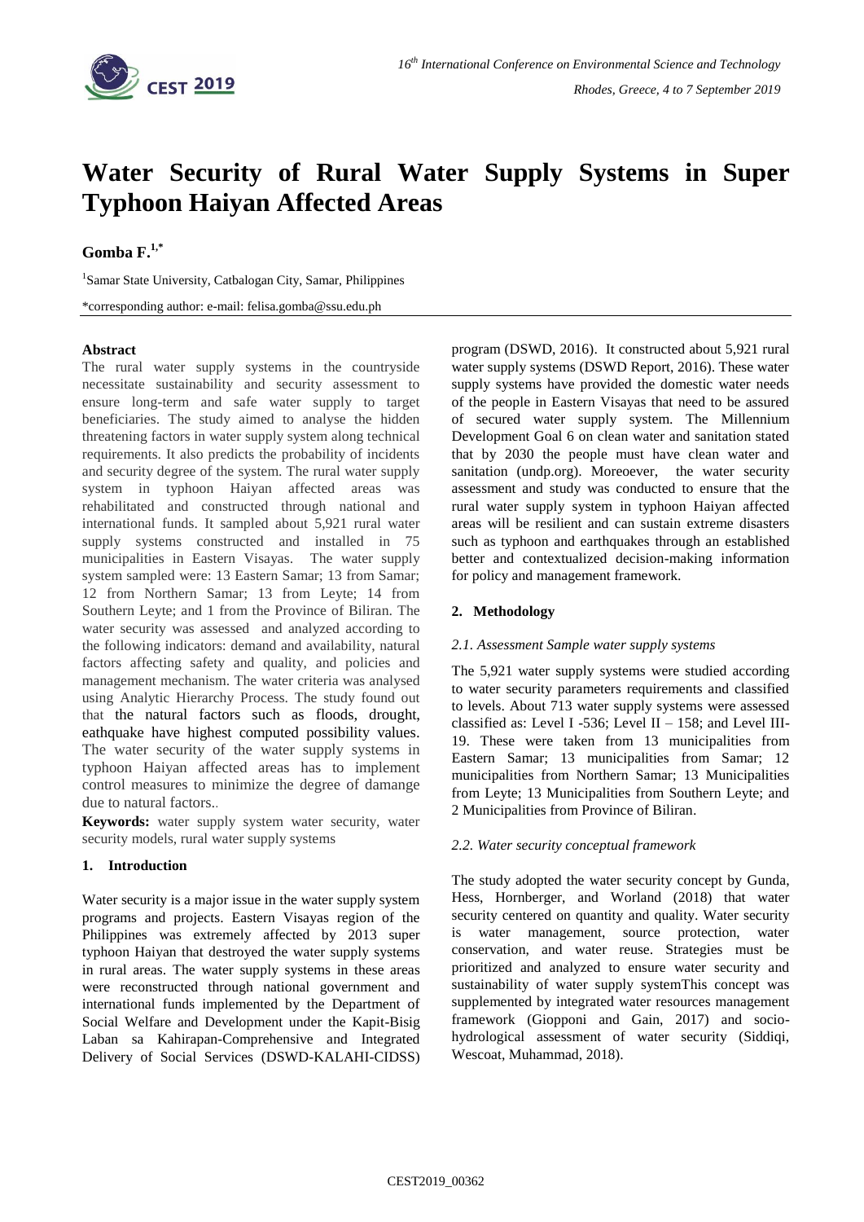# Water Security of Rural Water Supply Systems in Super Typhoon Haiyan Affected Areas

**Gomba F.[1,*]**

[1]Samar State University, Catbalogan City, Samar, Philippines

*corresponding author: e-mail: felisa.gomba@ssu.edu.ph

## Abstract

The rural water supply systems in the countryside necessitate sustainability and security assessment to ensure long-term and safe water supply to target beneficiaries. The study aimed to analyse the hidden threatening factors in water supply system along technical requirements. It also predicts the probability of incidents and security degree of the system. The rural water supply system in typhoon Haiyan affected areas was rehabilitated and constructed through national and international funds. It sampled about 5,921 rural water supply systems constructed and installed in 75 municipalities in Eastern Visayas. The water supply system sampled were: 13 Eastern Samar; 13 from Samar; 12 from Northern Samar; 13 from Leyte; 14 from Southern Leyte; and 1 from the Province of Biliran. The water security was assessed and analyzed according to the following indicators: demand and availability, natural factors affecting safety and quality, and policies and management mechanism. The water criteria was analysed using Analytic Hierarchy Process. The study found out that the natural factors such as floods, drought, eathquake have highest computed possibility values. The water security of the water supply systems in typhoon Haiyan affected areas has to implement control measures to minimize the degree of damange due to natural factors..

**Keywords:** water supply system water security, water security models, rural water supply systems

## 1. Introduction

Water security is a major issue in the water supply system programs and projects. Eastern Visayas region of the Philippines was extremely affected by 2013 super typhoon Haiyan that destroyed the water supply systems in rural areas. The water supply systems in these areas were reconstructed through national government and international funds implemented by the Department of Social Welfare and Development under the Kapit-Bisig Laban sa Kahirapan-Comprehensive and Integrated Delivery of Social Services (DSWD-KALAHI-CIDSS) program (DSWD, 2016). It constructed about 5,921 rural water supply systems (DSWD Report, 2016). These water supply systems have provided the domestic water needs of the people in Eastern Visayas that need to be assured of secured water supply system. The Millennium Development Goal 6 on clean water and sanitation stated that by 2030 the people must have clean water and sanitation (undp.org). Moreoever, the water security assessment and study was conducted to ensure that the rural water supply system in typhoon Haiyan affected areas will be resilient and can sustain extreme disasters such as typhoon and earthquakes through an established better and contextualized decision-making information for policy and management framework.

## 2. Methodology

### *2.1. Assessment Sample water supply systems*

The 5,921 water supply systems were studied according to water security parameters requirements and classified to levels. About 713 water supply systems were assessed classified as: Level I -536; Level II – 158; and Level III-19. These were taken from 13 municipalities from Eastern Samar; 13 municipalities from Samar; 12 municipalities from Northern Samar; 13 Municipalities from Leyte; 13 Municipalities from Southern Leyte; and 2 Municipalities from Province of Biliran.

### *2.2. Water security conceptual framework*

The study adopted the water security concept by Gunda, Hess, Hornberger, and Worland (2018) that water security centered on quantity and quality. Water security is water management, source protection, water conservation, and water reuse. Strategies must be prioritized and analyzed to ensure water security and sustainability of water supply systemThis concept was supplemented by integrated water resources management framework (Giopponi and Gain, 2017) and socio-hydrological assessment of water security (Siddiqi, Wescoat, Muhammad, 2018).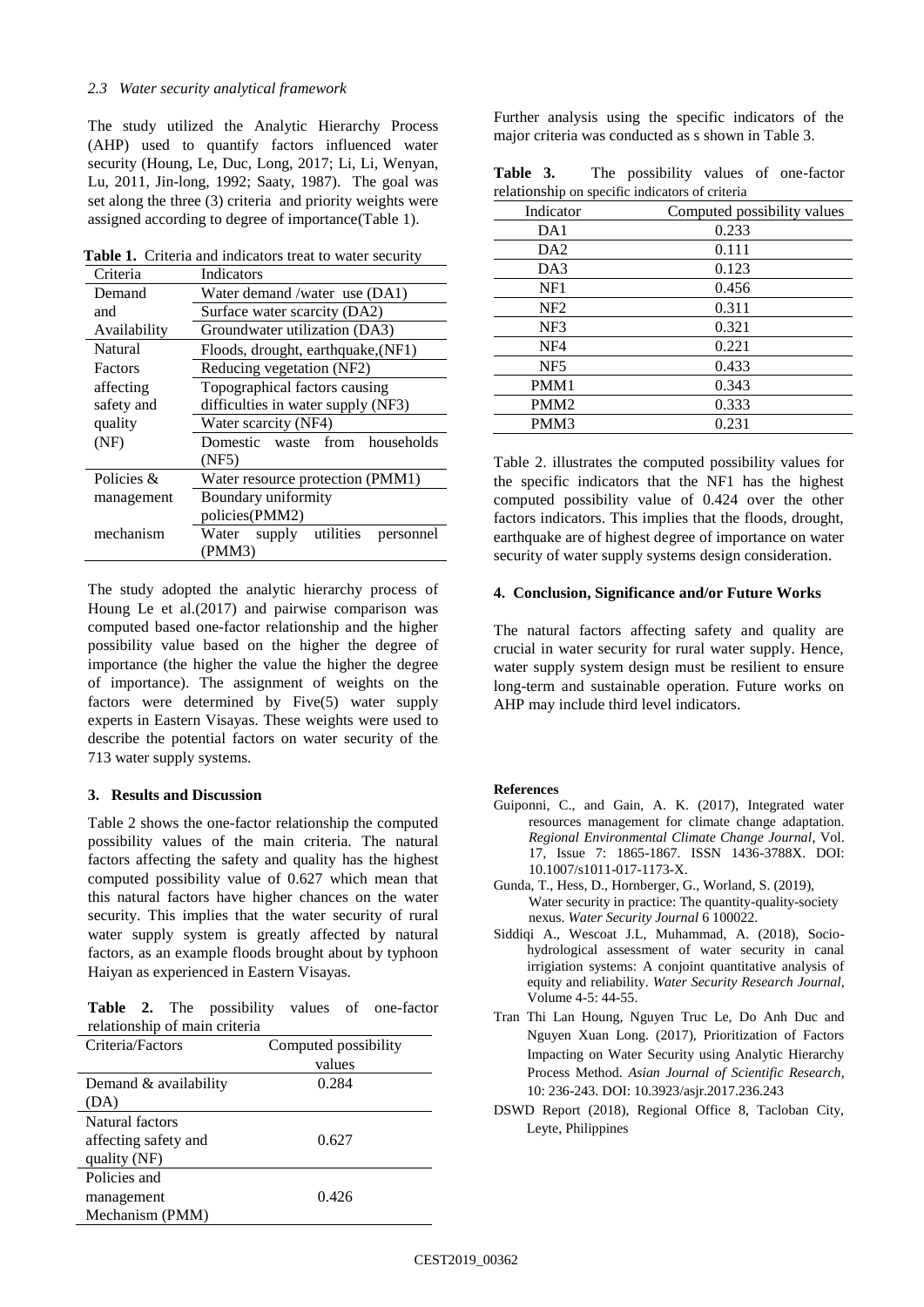### 2.3 Water security analytical framework

The study utilized the Analytic Hierarchy Process (AHP) used to quantify factors influenced water security (Houng, Le, Duc, Long, 2017; Li, Li, Wenyan, Lu, 2011, Jin-long, 1992; Saaty, 1987). The goal was set along the three (3) criteria and priority weights were assigned according to degree of importance(Table 1).

**Table 1.** Criteria and indicators treat to water security

| Criteria | Indicators |
|---|---|
| Demand and Availability | Water demand /water use (DA1) |
| | Surface water scarcity (DA2) |
| | Groundwater utilization (DA3) |
| Natural Factors affecting safety and quality (NF) | Floods, drought, earthquake,(NF1) |
| | Reducing vegetation (NF2) |
| | Topographical factors causing difficulties in water supply (NF3) |
| | Water scarcity (NF4) |
| | Domestic waste from households (NF5) |
| Policies & management mechanism | Water resource protection (PMM1) |
| | Boundary uniformity policies(PMM2) |
| | Water supply utilities personnel (PMM3) |

The study adopted the analytic hierarchy process of Houng Le et al.(2017) and pairwise comparison was computed based one-factor relationship and the higher possibility value based on the higher the degree of importance (the higher the value the higher the degree of importance). The assignment of weights on the factors were determined by Five(5) water supply experts in Eastern Visayas. These weights were used to describe the potential factors on water security of the 713 water supply systems.

## 3. Results and Discussion

Table 2 shows the one-factor relationship the computed possibility values of the main criteria. The natural factors affecting the safety and quality has the highest computed possibility value of 0.627 which mean that this natural factors have higher chances on the water security. This implies that the water security of rural water supply system is greatly affected by natural factors, as an example floods brought about by typhoon Haiyan as experienced in Eastern Visayas.

**Table 2.** The possibility values of one-factor relationship of main criteria

| Criteria/Factors | Computed possibility values |
|---|---|
| Demand & availability (DA) | 0.284 |
| Natural factors affecting safety and quality (NF) | 0.627 |
| Policies and management Mechanism (PMM) | 0.426 |

Further analysis using the specific indicators of the major criteria was conducted as s shown in Table 3.

**Table 3.** The possibility values of one-factor relationship on specific indicators of criteria

| Indicator | Computed possibility values |
|---|---|
| DA1 | 0.233 |
| DA2 | 0.111 |
| DA3 | 0.123 |
| NF1 | 0.456 |
| NF2 | 0.311 |
| NF3 | 0.321 |
| NF4 | 0.221 |
| NF5 | 0.433 |
| PMM1 | 0.343 |
| PMM2 | 0.333 |
| PMM3 | 0.231 |

Table 2. illustrates the computed possibility values for the specific indicators that the NF1 has the highest computed possibility value of 0.424 over the other factors indicators. This implies that the floods, drought, earthquake are of highest degree of importance on water security of water supply systems design consideration.

## 4. Conclusion, Significance and/or Future Works

The natural factors affecting safety and quality are crucial in water security for rural water supply. Hence, water supply system design must be resilient to ensure long-term and sustainable operation. Future works on AHP may include third level indicators.

**References**

Guiponni, C., and Gain, A. K. (2017), Integrated water resources management for climate change adaptation. *Regional Environmental Climate Change Journal*, Vol. 17, Issue 7: 1865-1867. ISSN 1436-3788X. DOI: 10.1007/s1011-017-1173-X.

Gunda, T., Hess, D., Hornberger, G., Worland, S. (2019), Water security in practice: The quantity-quality-society nexus. *Water Security Journal* 6 100022.

Siddiqi A., Wescoat J.L, Muhammad, A. (2018), Socio-hydrological assessment of water security in canal irrigiation systems: A conjoint quantitative analysis of equity and reliability. *Water Security Research Journal*, Volume 4-5: 44-55.

Tran Thi Lan Houng, Nguyen Truc Le, Do Anh Duc and Nguyen Xuan Long. (2017), Prioritization of Factors Impacting on Water Security using Analytic Hierarchy Process Method. *Asian Journal of Scientific Research*, 10: 236-243. DOI: 10.3923/asjr.2017.236.243

DSWD Report (2018), Regional Office 8, Tacloban City, Leyte, Philippines